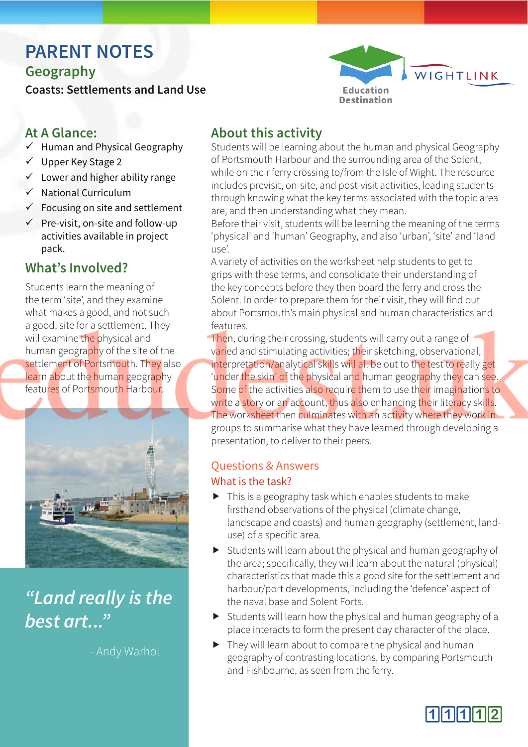# PARENT NOTES

## Geography

**Coasts: Settlements and Land Use**

Education Destination

WIGHTLINK

## At A Glance:

- ✓ Human and Physical Geography
- ✓ Upper Key Stage 2
- ✓ Lower and higher ability range
- ✓ National Curriculum
- ✓ Focusing on site and settlement
- ✓ Pre-visit, on-site and follow-up activities available in project pack.

## What's Involved?

Students learn the meaning of the term 'site', and they examine what makes a good, and not such a good, site for a settlement. They will examine the physical and human geography of the site of the settlement of Portsmouth. They also learn about the human geography features of Portsmouth Harbour.

*"Land really is the best art..."*

- Andy Warhol

## About this activity

Students will be learning about the human and physical Geography of Portsmouth Harbour and the surrounding area of the Solent, while on their ferry crossing to/from the Isle of Wight. The resource includes previsit, on-site, and post-visit activities, leading students through knowing what the key terms associated with the topic area are, and then understanding what they mean.

Before their visit, students will be learning the meaning of the terms 'physical' and 'human' Geography, and also 'urban', 'site' and 'land use'.

A variety of activities on the worksheet help students to get to grips with these terms, and consolidate their understanding of the key concepts before they then board the ferry and cross the Solent. In order to prepare them for their visit, they will find out about Portsmouth's main physical and human characteristics and features.

Then, during their crossing, students will carry out a range of varied and stimulating activities; their sketching, observational, interpretation/analytical skills will all be out to the test to really get 'under the skin' of the physical and human geography they can see. Some of the activities also require them to use their imaginations to write a story or an account, thus also enhancing their literacy skills. The worksheet then culminates with an activity where they work in groups to summarise what they have learned through developing a presentation, to deliver to their peers.

### Questions & Answers

#### What is the task?

- This is a geography task which enables students to make firsthand observations of the physical (climate change, landscape and coasts) and human geography (settlement, land-use) of a specific area.
- Students will learn about the physical and human geography of the area; specifically, they will learn about the natural (physical) characteristics that made this a good site for the settlement and harbour/port developments, including the 'defence' aspect of the naval base and Solent Forts.
- Students will learn how the physical and human geography of a place interacts to form the present day character of the place.
- They will learn about to compare the physical and human geography of contrasting locations, by comparing Portsmouth and Fishbourne, as seen from the ferry.

1 1 1 1 2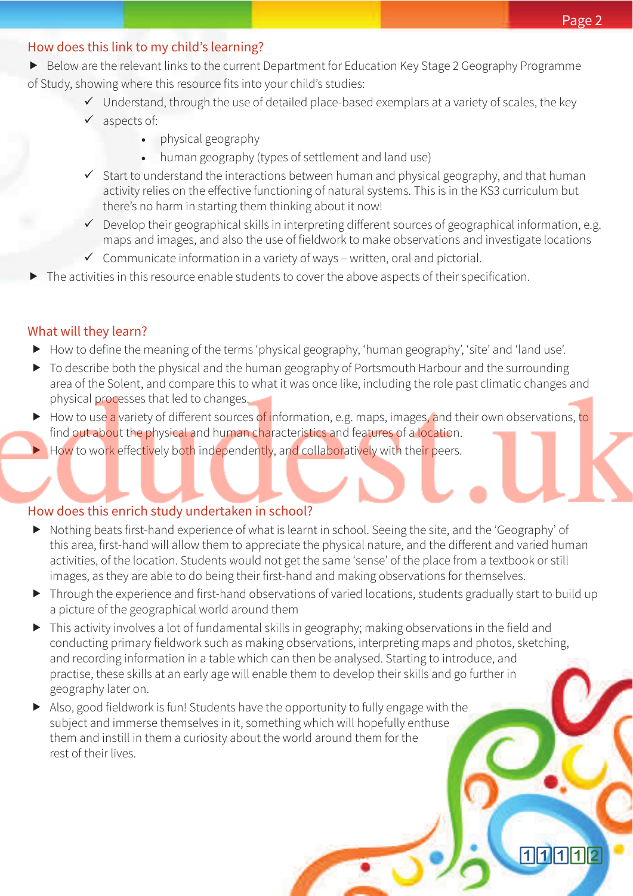## How does this link to my child's learning?

- Below are the relevant links to the current Department for Education Key Stage 2 Geography Programme of Study, showing where this resource fits into your child's studies:
  - ✓ Understand, through the use of detailed place-based exemplars at a variety of scales, the key
  - ✓ aspects of:
    - physical geography
    - human geography (types of settlement and land use)
  - ✓ Start to understand the interactions between human and physical geography, and that human activity relies on the effective functioning of natural systems. This is in the KS3 curriculum but there's no harm in starting them thinking about it now!
  - ✓ Develop their geographical skills in interpreting different sources of geographical information, e.g. maps and images, and also the use of fieldwork to make observations and investigate locations
  - ✓ Communicate information in a variety of ways – written, oral and pictorial.
- The activities in this resource enable students to cover the above aspects of their specification.

## What will they learn?

- How to define the meaning of the terms 'physical geography, 'human geography', 'site' and 'land use'.
- To describe both the physical and the human geography of Portsmouth Harbour and the surrounding area of the Solent, and compare this to what it was once like, including the role past climatic changes and physical processes that led to changes.
- How to use a variety of different sources of information, e.g. maps, images, and their own observations, to find out about the physical and human characteristics and features of a location.
- How to work effectively both independently, and collaboratively with their peers.

## How does this enrich study undertaken in school?

- Nothing beats first-hand experience of what is learnt in school. Seeing the site, and the 'Geography' of this area, first-hand will allow them to appreciate the physical nature, and the different and varied human activities, of the location. Students would not get the same 'sense' of the place from a textbook or still images, as they are able to do being their first-hand and making observations for themselves.
- Through the experience and first-hand observations of varied locations, students gradually start to build up a picture of the geographical world around them
- This activity involves a lot of fundamental skills in geography; making observations in the field and conducting primary fieldwork such as making observations, interpreting maps and photos, sketching, and recording information in a table which can then be analysed. Starting to introduce, and practise, these skills at an early age will enable them to develop their skills and go further in geography later on.
- Also, good fieldwork is fun! Students have the opportunity to fully engage with the subject and immerse themselves in it, something which will hopefully enthuse them and instill in them a curiosity about the world around them for the rest of their lives.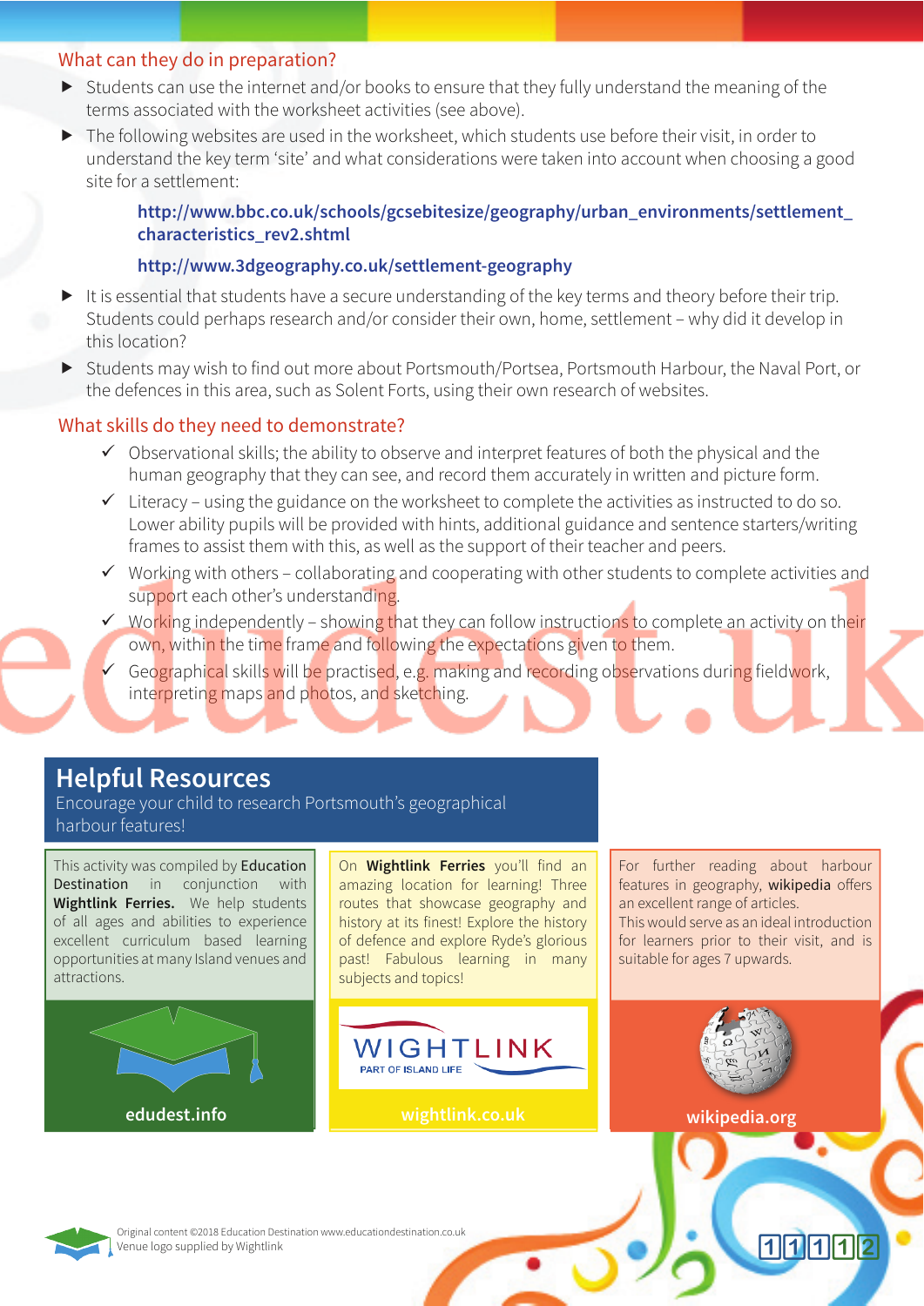## What can they do in preparation?

- Students can use the internet and/or books to ensure that they fully understand the meaning of the terms associated with the worksheet activities (see above).
- The following websites are used in the worksheet, which students use before their visit, in order to understand the key term 'site' and what considerations were taken into account when choosing a good site for a settlement:

  **http://www.bbc.co.uk/schools/gcsebitesize/geography/urban_environments/settlement_characteristics_rev2.shtml**

  **http://www.3dgeography.co.uk/settlement-geography**

- It is essential that students have a secure understanding of the key terms and theory before their trip. Students could perhaps research and/or consider their own, home, settlement – why did it develop in this location?
- Students may wish to find out more about Portsmouth/Portsea, Portsmouth Harbour, the Naval Port, or the defences in this area, such as Solent Forts, using their own research of websites.

## What skills do they need to demonstrate?

- ✓ Observational skills; the ability to observe and interpret features of both the physical and the human geography that they can see, and record them accurately in written and picture form.
- ✓ Literacy – using the guidance on the worksheet to complete the activities as instructed to do so. Lower ability pupils will be provided with hints, additional guidance and sentence starters/writing frames to assist them with this, as well as the support of their teacher and peers.
- ✓ Working with others – collaborating and cooperating with other students to complete activities and support each other's understanding.
- ✓ Working independently – showing that they can follow instructions to complete an activity on their own, within the time frame and following the expectations given to them.
- ✓ Geographical skills will be practised, e.g. making and recording observations during fieldwork, interpreting maps and photos, and sketching.

## Helpful Resources

Encourage your child to research Portsmouth's geographical harbour features!

This activity was compiled by **Education Destination** in conjunction with **Wightlink Ferries.** We help students of all ages and abilities to experience excellent curriculum based learning opportunities at many Island venues and attractions.

**edudest.info**

On **Wightlink Ferries** you'll find an amazing location for learning! Three routes that showcase geography and history at its finest! Explore the history of defence and explore Ryde's glorious past! Fabulous learning in many subjects and topics!

WIGHTLINK – PART OF ISLAND LIFE

**wightlink.co.uk**

For further reading about harbour features in geography, **wikipedia** offers an excellent range of articles. This would serve as an ideal introduction for learners prior to their visit, and is suitable for ages 7 upwards.

**wikipedia.org**

Original content ©2018 Education Destination www.educationdestination.co.uk
Venue logo supplied by Wightlink